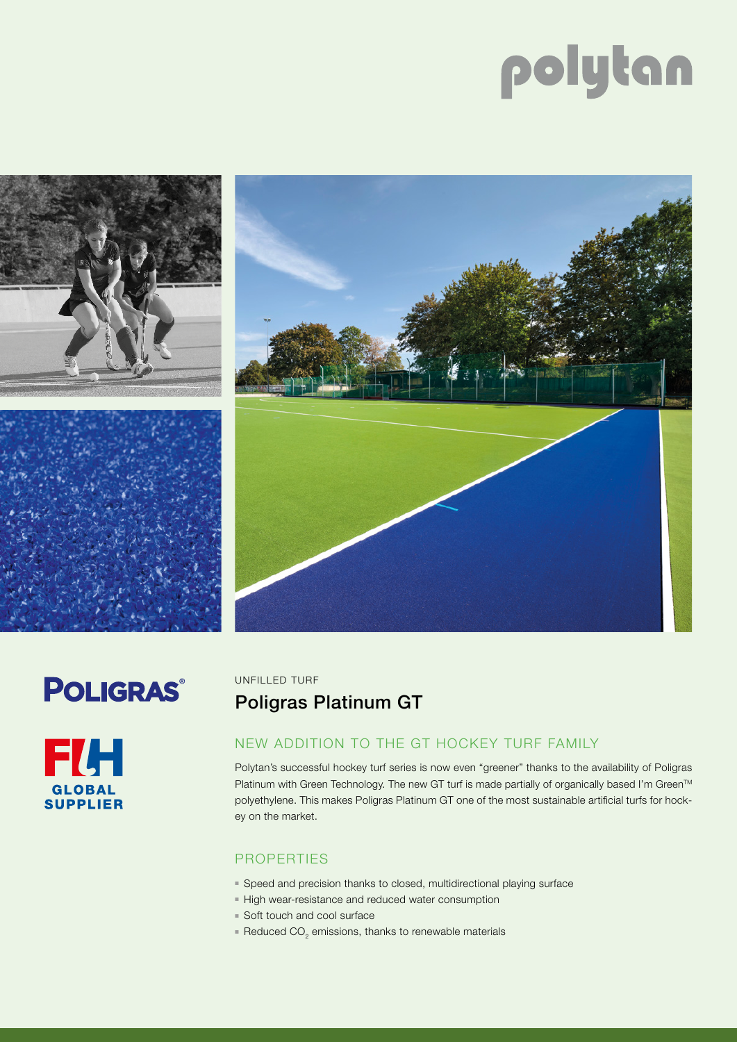polytan

POLIGRAS®

FIH GLOBAL SUPPLIER

UNFILLED TURF

# Poligras Platinum GT

## NEW ADDITION TO THE GT HOCKEY TURF FAMILY

Polytan's successful hockey turf series is now even "greener" thanks to the availability of Poligras Platinum with Green Technology. The new GT turf is made partially of organically based I'm Green™ polyethylene. This makes Poligras Platinum GT one of the most sustainable artificial turfs for hockey on the market.

## PROPERTIES

- Speed and precision thanks to closed, multidirectional playing surface
- High wear-resistance and reduced water consumption
- Soft touch and cool surface
- Reduced $CO_2$ emissions, thanks to renewable materials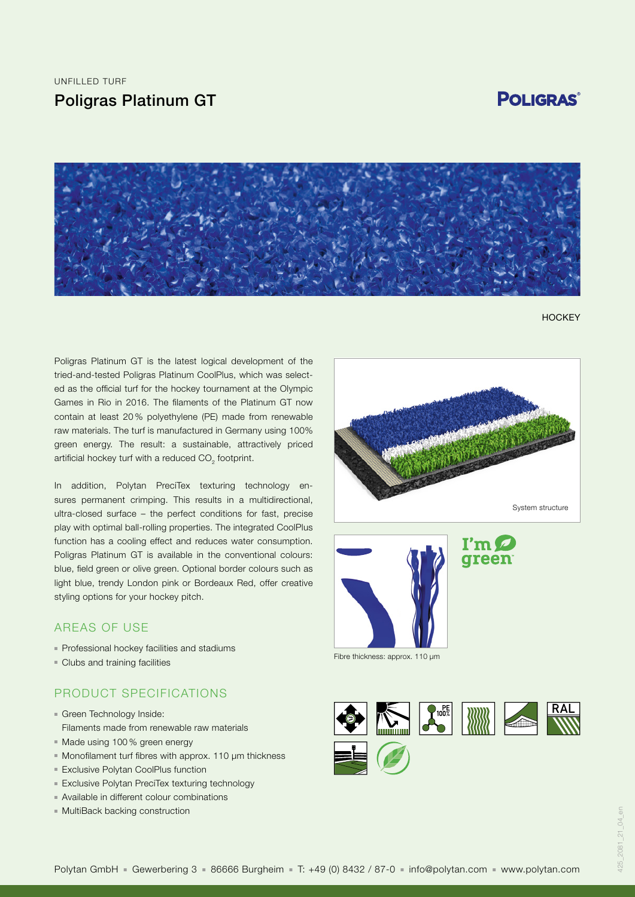UNFILLED TURF

# Poligras Platinum GT

HOCKEY

Poligras Platinum GT is the latest logical development of the tried-and-tested Poligras Platinum CoolPlus, which was selected as the official turf for the hockey tournament at the Olympic Games in Rio in 2016. The filaments of the Platinum GT now contain at least 20 % polyethylene (PE) made from renewable raw materials. The turf is manufactured in Germany using 100% green energy. The result: a sustainable, attractively priced artificial hockey turf with a reduced $CO_2$ footprint.

In addition, Polytan PreciTex texturing technology ensures permanent crimping. This results in a multidirectional, ultra-closed surface – the perfect conditions for fast, precise play with optimal ball-rolling properties. The integrated CoolPlus function has a cooling effect and reduces water consumption. Poligras Platinum GT is available in the conventional colours: blue, field green or olive green. Optional border colours such as light blue, trendy London pink or Bordeaux Red, offer creative styling options for your hockey pitch.

System structure

Fibre thickness: approx. 110 µm

I'm green

## AREAS OF USE

- Professional hockey facilities and stadiums
- Clubs and training facilities

## PRODUCT SPECIFICATIONS

- Green Technology Inside: Filaments made from renewable raw materials
- Made using 100 % green energy
- Monofilament turf fibres with approx. 110 µm thickness
- Exclusive Polytan CoolPlus function
- Exclusive Polytan PreciTex texturing technology
- Available in different colour combinations
- MultiBack backing construction

Polytan GmbH ▪ Gewerbering 3 ▪ 86666 Burgheim ▪ T: +49 (0) 8432 / 87-0 ▪ info@polytan.com ▪ www.polytan.com